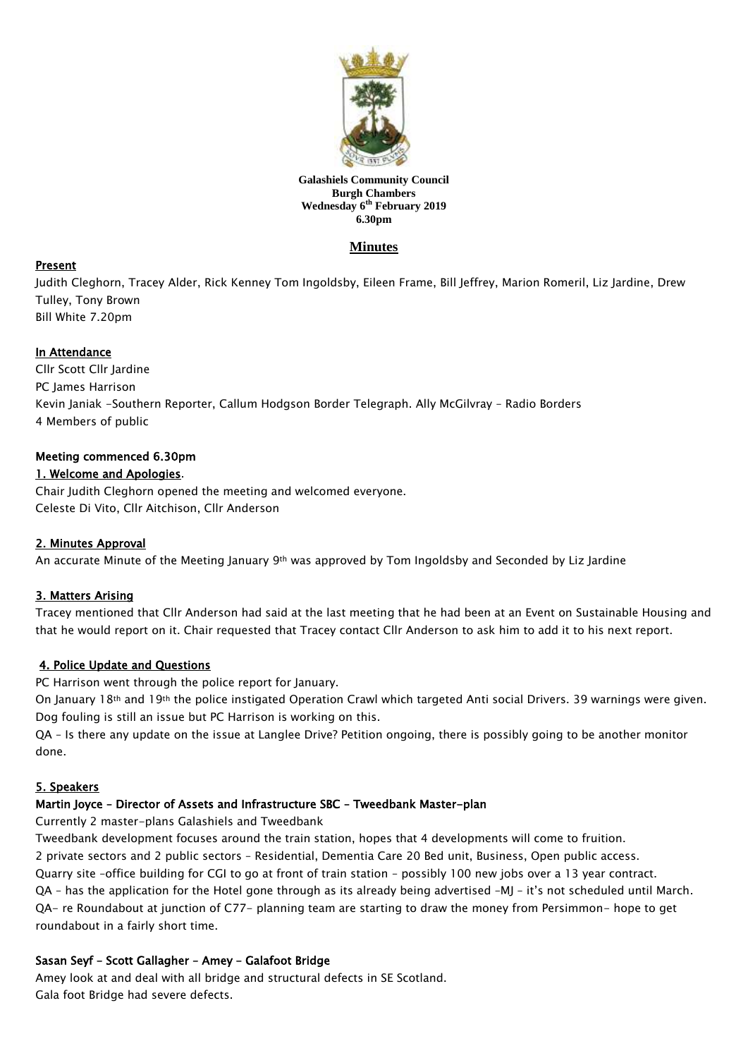**Galashiels Community Council**
**Burgh Chambers**
**Wednesday 6th February 2019**
**6.30pm**

# Minutes

**Present**

Judith Cleghorn, Tracey Alder, Rick Kenney Tom Ingoldsby, Eileen Frame, Bill Jeffrey, Marion Romeril, Liz Jardine, Drew Tulley, Tony Brown
Bill White 7.20pm

**In Attendance**

Cllr Scott Cllr Jardine
PC James Harrison
Kevin Janiak -Southern Reporter, Callum Hodgson Border Telegraph. Ally McGilvray – Radio Borders
4 Members of public

**Meeting commenced 6.30pm**

**1. Welcome and Apologies**.

Chair Judith Cleghorn opened the meeting and welcomed everyone.
Celeste Di Vito, Cllr Aitchison, Cllr Anderson

**2. Minutes Approval**

An accurate Minute of the Meeting January 9th was approved by Tom Ingoldsby and Seconded by Liz Jardine

**3. Matters Arising**

Tracey mentioned that Cllr Anderson had said at the last meeting that he had been at an Event on Sustainable Housing and that he would report on it. Chair requested that Tracey contact Cllr Anderson to ask him to add it to his next report.

**4. Police Update and Questions**

PC Harrison went through the police report for January.
On January 18th and 19th the police instigated Operation Crawl which targeted Anti social Drivers. 39 warnings were given.
Dog fouling is still an issue but PC Harrison is working on this.
QA – Is there any update on the issue at Langlee Drive? Petition ongoing, there is possibly going to be another monitor done.

**5. Speakers**

**Martin Joyce – Director of Assets and Infrastructure SBC – Tweedbank Master-plan**

Currently 2 master-plans Galashiels and Tweedbank
Tweedbank development focuses around the train station, hopes that 4 developments will come to fruition.
2 private sectors and 2 public sectors – Residential, Dementia Care 20 Bed unit, Business, Open public access.
Quarry site –office building for CGI to go at front of train station – possibly 100 new jobs over a 13 year contract.
QA – has the application for the Hotel gone through as its already being advertised –MJ – it's not scheduled until March.
QA- re Roundabout at junction of C77- planning team are starting to draw the money from Persimmon- hope to get roundabout in a fairly short time.

**Sasan Seyf – Scott Gallagher – Amey – Galafoot Bridge**

Amey look at and deal with all bridge and structural defects in SE Scotland.
Gala foot Bridge had severe defects.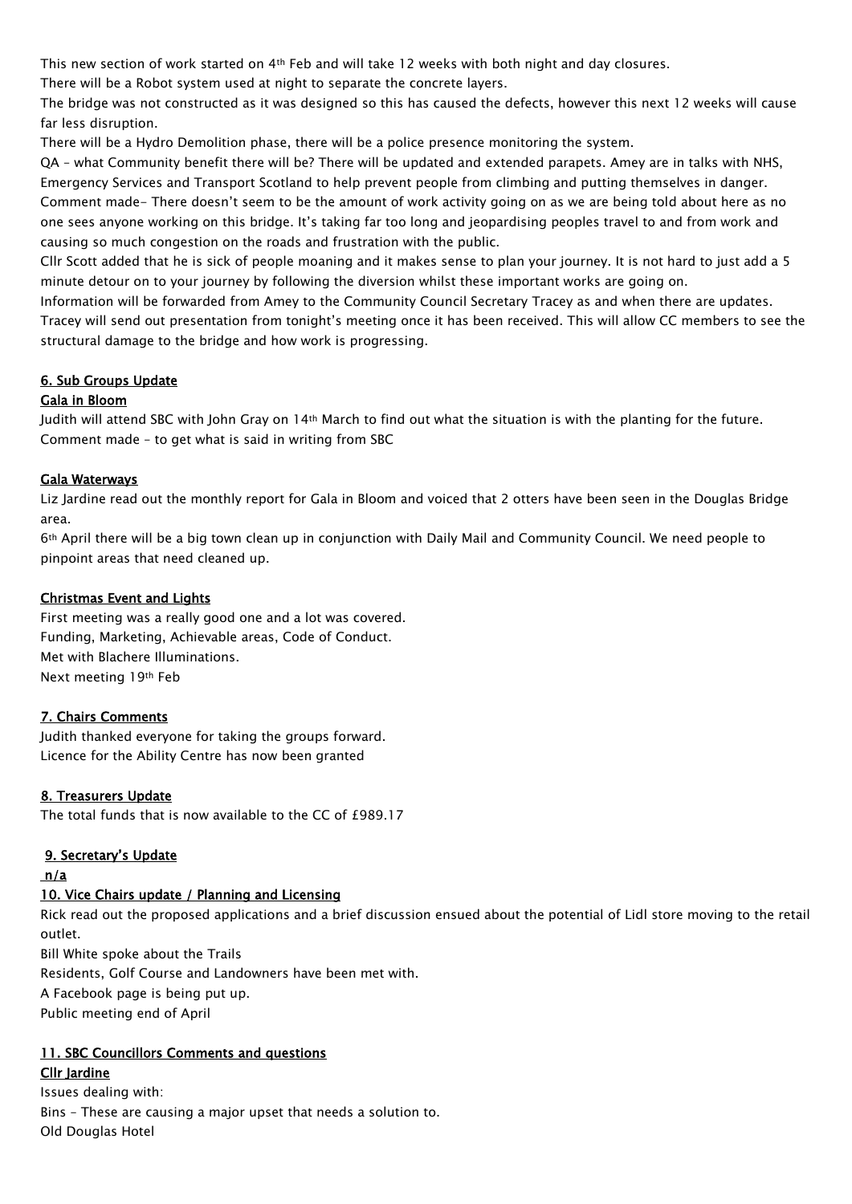This new section of work started on 4th Feb and will take 12 weeks with both night and day closures.

There will be a Robot system used at night to separate the concrete layers.

The bridge was not constructed as it was designed so this has caused the defects, however this next 12 weeks will cause far less disruption.

There will be a Hydro Demolition phase, there will be a police presence monitoring the system.

QA – what Community benefit there will be? There will be updated and extended parapets. Amey are in talks with NHS, Emergency Services and Transport Scotland to help prevent people from climbing and putting themselves in danger.

Comment made- There doesn't seem to be the amount of work activity going on as we are being told about here as no one sees anyone working on this bridge. It's taking far too long and jeopardising peoples travel to and from work and causing so much congestion on the roads and frustration with the public.

Cllr Scott added that he is sick of people moaning and it makes sense to plan your journey. It is not hard to just add a 5 minute detour on to your journey by following the diversion whilst these important works are going on.

Information will be forwarded from Amey to the Community Council Secretary Tracey as and when there are updates.

Tracey will send out presentation from tonight's meeting once it has been received. This will allow CC members to see the structural damage to the bridge and how work is progressing.

## 6. Sub Groups Update

### Gala in Bloom

Judith will attend SBC with John Gray on 14th March to find out what the situation is with the planting for the future.

Comment made – to get what is said in writing from SBC

### Gala Waterways

Liz Jardine read out the monthly report for Gala in Bloom and voiced that 2 otters have been seen in the Douglas Bridge area.

6th April there will be a big town clean up in conjunction with Daily Mail and Community Council. We need people to pinpoint areas that need cleaned up.

### Christmas Event and Lights

First meeting was a really good one and a lot was covered.

Funding, Marketing, Achievable areas, Code of Conduct.

Met with Blachere Illuminations.

Next meeting 19th Feb

## 7. Chairs Comments

Judith thanked everyone for taking the groups forward.

Licence for the Ability Centre has now been granted

## 8. Treasurers Update

The total funds that is now available to the CC of £989.17

## 9. Secretary's Update

n/a

## 10. Vice Chairs update / Planning and Licensing

Rick read out the proposed applications and a brief discussion ensued about the potential of Lidl store moving to the retail outlet.

Bill White spoke about the Trails

Residents, Golf Course and Landowners have been met with.

A Facebook page is being put up.

Public meeting end of April

## 11. SBC Councillors Comments and questions

### Cllr Jardine

Issues dealing with:

Bins – These are causing a major upset that needs a solution to.

Old Douglas Hotel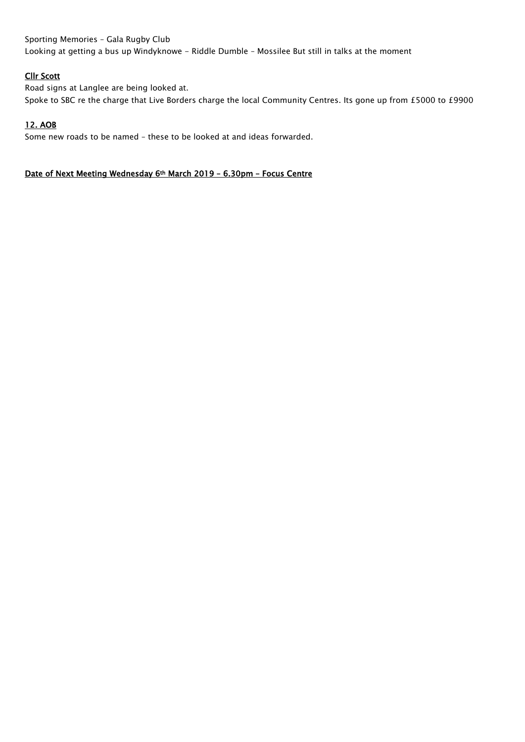Sporting Memories – Gala Rugby Club
Looking at getting a bus up Windyknowe - Riddle Dumble – Mossilee But still in talks at the moment

**Cllr Scott**

Road signs at Langlee are being looked at.
Spoke to SBC re the charge that Live Borders charge the local Community Centres. Its gone up from £5000 to £9900

**12. AOB**

Some new roads to be named – these to be looked at and ideas forwarded.

**Date of Next Meeting Wednesday 6th March 2019 – 6.30pm – Focus Centre**